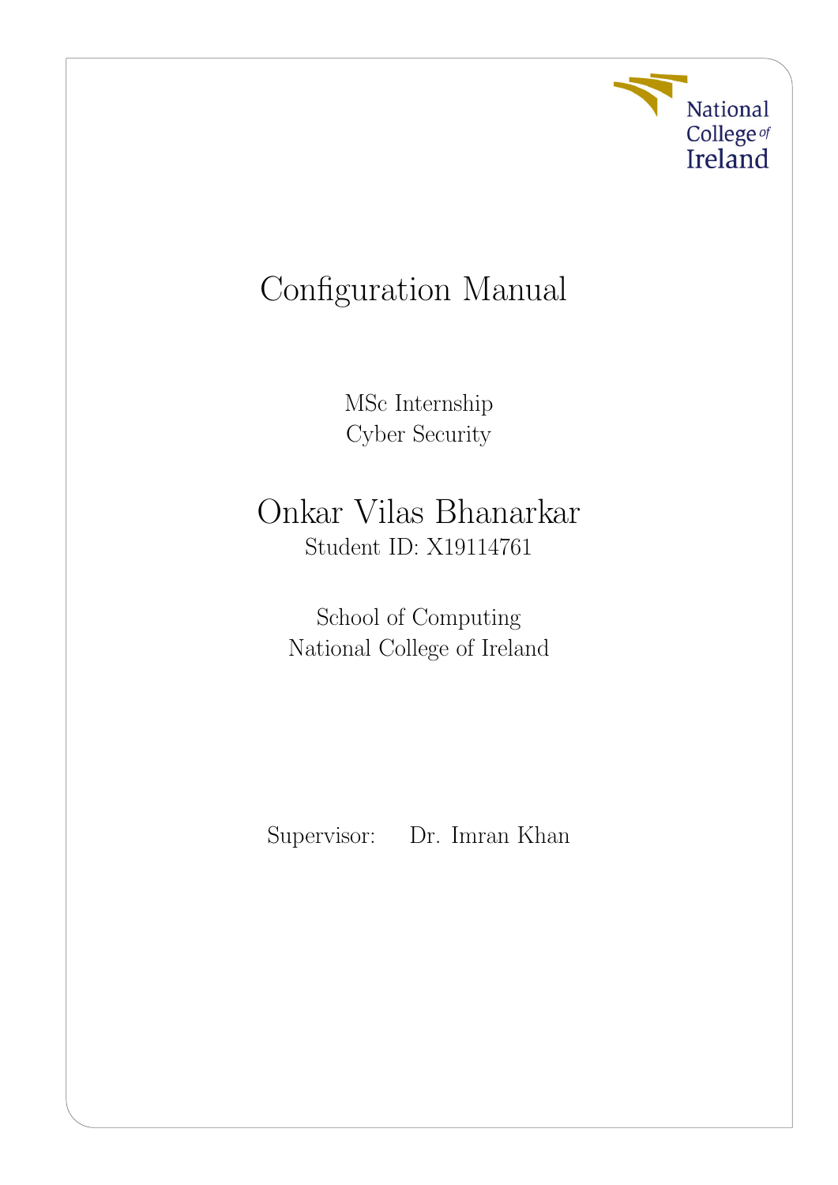National College of Ireland

# Configuration Manual

MSc Internship
Cyber Security

## Onkar Vilas Bhanarkar

Student ID: X19114761

School of Computing
National College of Ireland

Supervisor: Dr. Imran Khan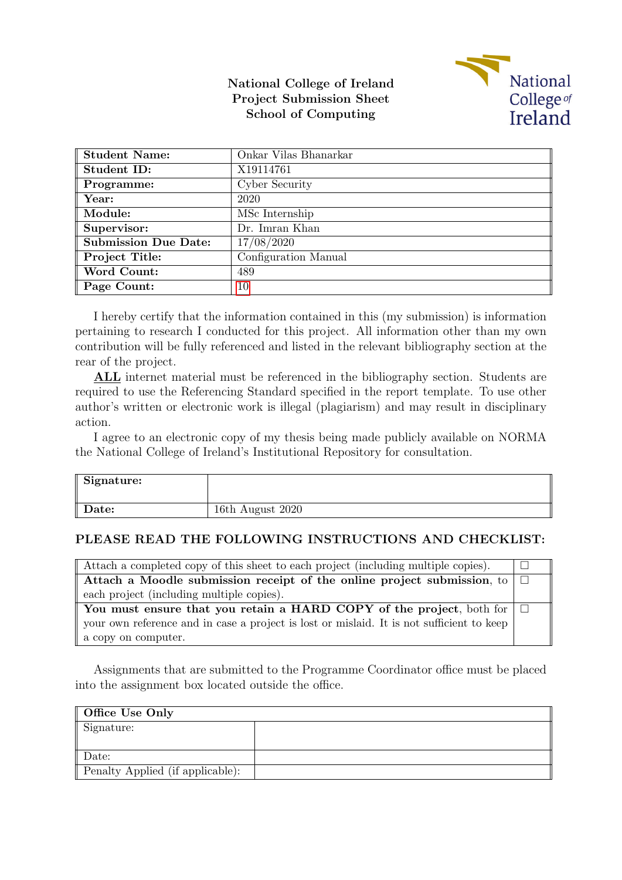**National College of Ireland**
**Project Submission Sheet**
**School of Computing**

National College of Ireland

| | |
|---|---|
| **Student Name:** | Onkar Vilas Bhanarkar |
| **Student ID:** | X19114761 |
| **Programme:** | Cyber Security |
| **Year:** | 2020 |
| **Module:** | MSc Internship |
| **Supervisor:** | Dr. Imran Khan |
| **Submission Due Date:** | 17/08/2020 |
| **Project Title:** | Configuration Manual |
| **Word Count:** | 489 |
| **Page Count:** | 10 |

I hereby certify that the information contained in this (my submission) is information pertaining to research I conducted for this project. All information other than my own contribution will be fully referenced and listed in the relevant bibliography section at the rear of the project.

**ALL** internet material must be referenced in the bibliography section. Students are required to use the Referencing Standard specified in the report template. To use other author's written or electronic work is illegal (plagiarism) and may result in disciplinary action.

I agree to an electronic copy of my thesis being made publicly available on NORMA the National College of Ireland's Institutional Repository for consultation.

| | |
|---|---|
| **Signature:** | |
| **Date:** | 16th August 2020 |

### PLEASE READ THE FOLLOWING INSTRUCTIONS AND CHECKLIST:

| | |
|---|---|
| Attach a completed copy of this sheet to each project (including multiple copies). | ☐ |
| **Attach a Moodle submission receipt of the online project submission**, to each project (including multiple copies). | ☐ |
| **You must ensure that you retain a HARD COPY of the project**, both for your own reference and in case a project is lost or mislaid. It is not sufficient to keep a copy on computer. | ☐ |

Assignments that are submitted to the Programme Coordinator office must be placed into the assignment box located outside the office.

| **Office Use Only** | |
|---|---|
| Signature: | |
| Date: | |
| Penalty Applied (if applicable): | |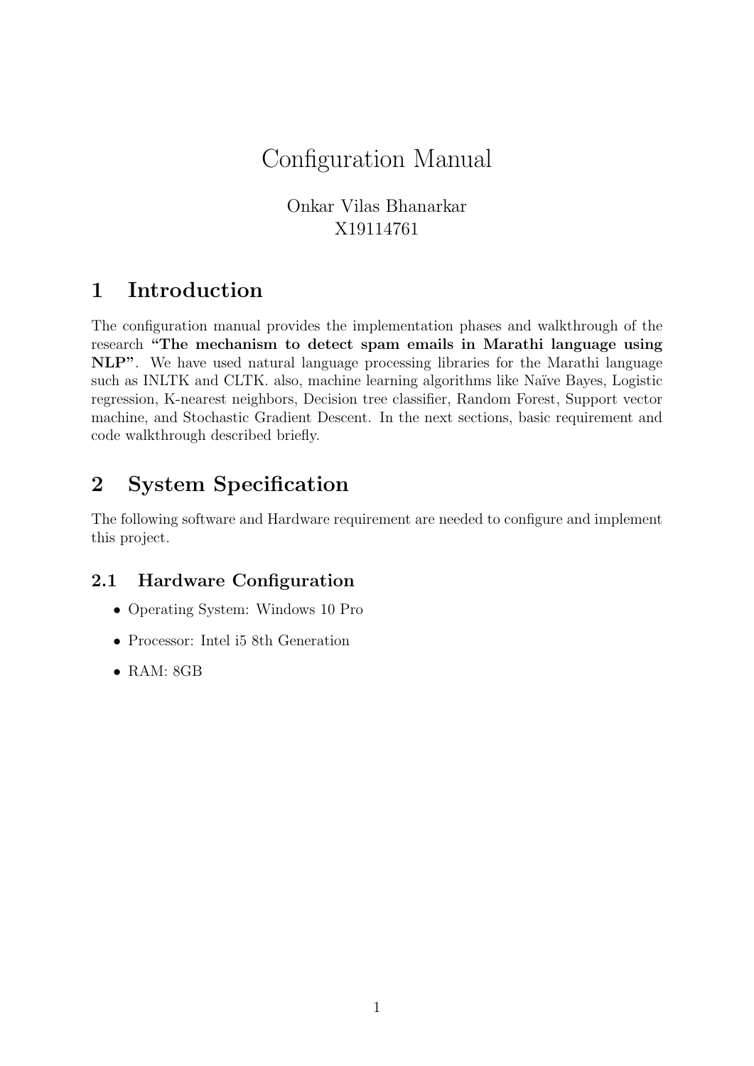# Configuration Manual

Onkar Vilas Bhanarkar
X19114761

## 1 Introduction

The configuration manual provides the implementation phases and walkthrough of the research **"The mechanism to detect spam emails in Marathi language using NLP"**. We have used natural language processing libraries for the Marathi language such as INLTK and CLTK. also, machine learning algorithms like Naïve Bayes, Logistic regression, K-nearest neighbors, Decision tree classifier, Random Forest, Support vector machine, and Stochastic Gradient Descent. In the next sections, basic requirement and code walkthrough described briefly.

## 2 System Specification

The following software and Hardware requirement are needed to configure and implement this project.

### 2.1 Hardware Configuration

- Operating System: Windows 10 Pro
- Processor: Intel i5 8th Generation
- RAM: 8GB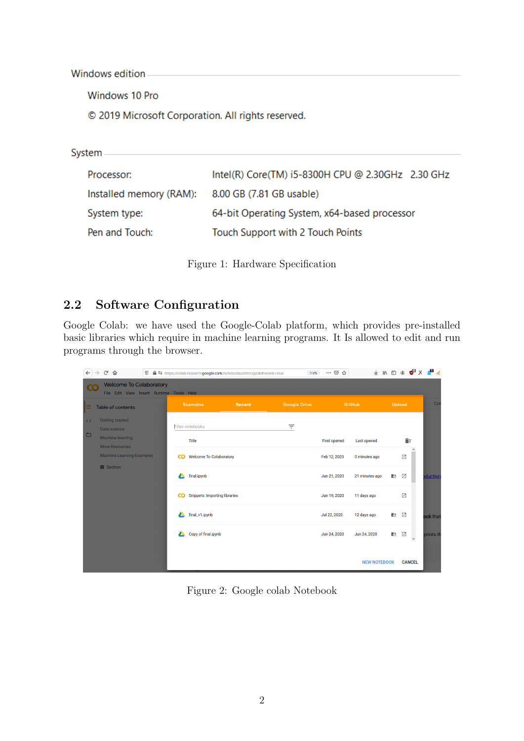Windows edition

Windows 10 Pro

© 2019 Microsoft Corporation. All rights reserved.

System

| | |
|---|---|
| Processor: | Intel(R) Core(TM) i5-8300H CPU @ 2.30GHz 2.30 GHz |
| Installed memory (RAM): | 8.00 GB (7.81 GB usable) |
| System type: | 64-bit Operating System, x64-based processor |
| Pen and Touch: | Touch Support with 2 Touch Points |

Figure 1: Hardware Specification

## 2.2 Software Configuration

Google Colab: we have used the Google-Colab platform, which provides pre-installed basic libraries which require in machine learning programs. It Is allowed to edit and run programs through the browser.

Figure 2: Google colab Notebook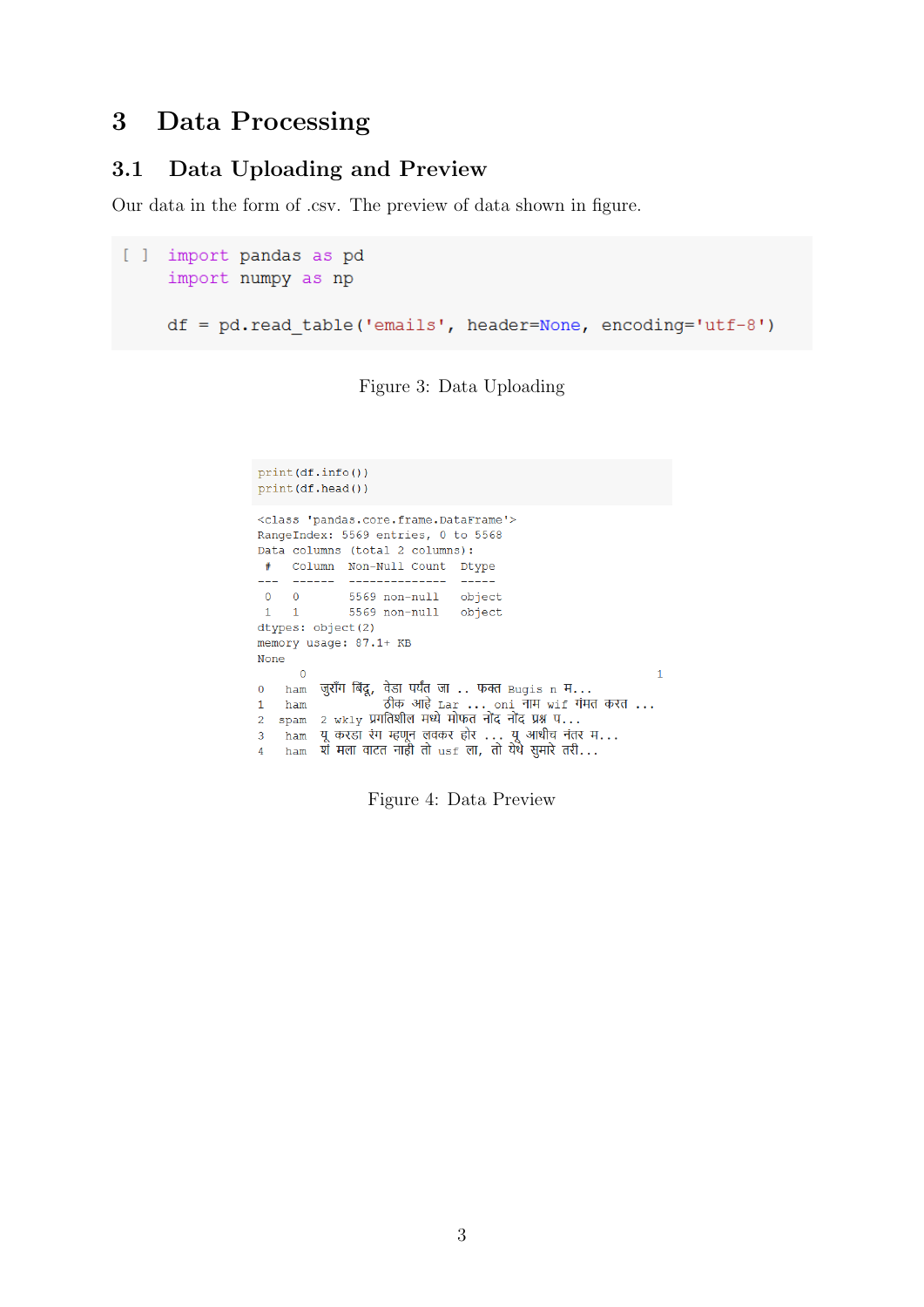# 3 Data Processing

## 3.1 Data Uploading and Preview

Our data in the form of .csv. The preview of data shown in figure.

```
[ ] import pandas as pd
    import numpy as np

    df = pd.read_table('emails', header=None, encoding='utf-8')
```

Figure 3: Data Uploading

```
print(df.info())
print(df.head())
```

```
<class 'pandas.core.frame.DataFrame'>
RangeIndex: 5569 entries, 0 to 5568
Data columns (total 2 columns):
 #   Column  Non-Null Count  Dtype
---  ------  --------------  -----
 0   0       5569 non-null   object
 1   1       5569 non-null   object
dtypes: object(2)
memory usage: 87.1+ KB
None
      0                                                  1
0   ham  जुरॉंग बिंदू, वेडा पर्यंत जा .. फक्त Bugis n म...
1   ham                    ठीक आहे Lar ... oni नाम wif गंमत करत ...
2  spam  2 wkly प्रगतिशील मध्ये मोफत नोंद नोंद प्रश्न प...
3   ham  यू करडा रंग म्हणून लवकर होर ... यू आधीच नंतर म...
4   ham  शं मला वाटत नाही तो usf ला, तो येथे सुमारे तरी...
```

Figure 4: Data Preview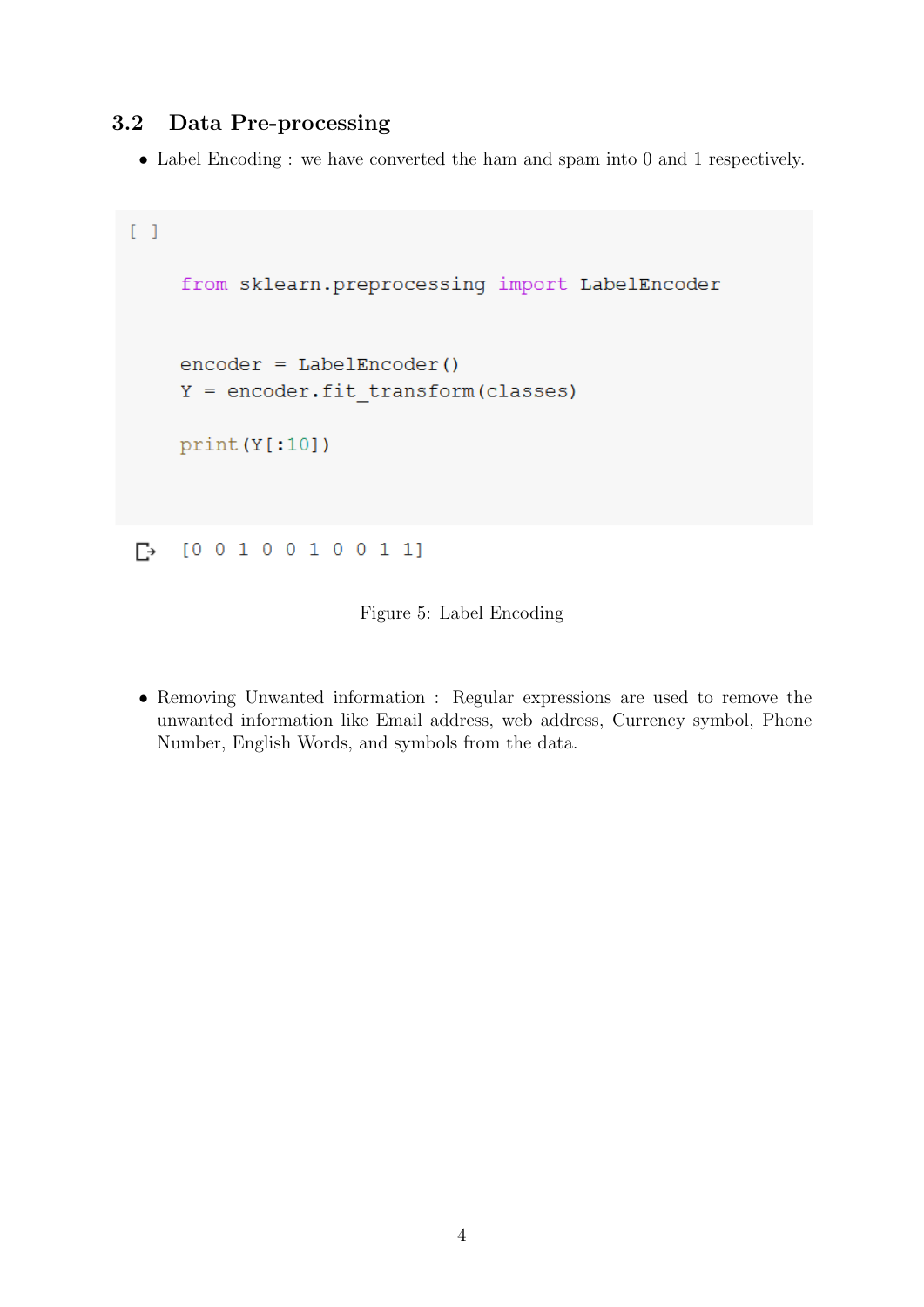## 3.2 Data Pre-processing

- Label Encoding : we have converted the ham and spam into 0 and 1 respectively.

```
[ ]

    from sklearn.preprocessing import LabelEncoder


    encoder = LabelEncoder()
    Y = encoder.fit_transform(classes)

    print(Y[:10])
```

```
[0 0 1 0 0 1 0 0 1 1]
```

Figure 5: Label Encoding

- Removing Unwanted information : Regular expressions are used to remove the unwanted information like Email address, web address, Currency symbol, Phone Number, English Words, and symbols from the data.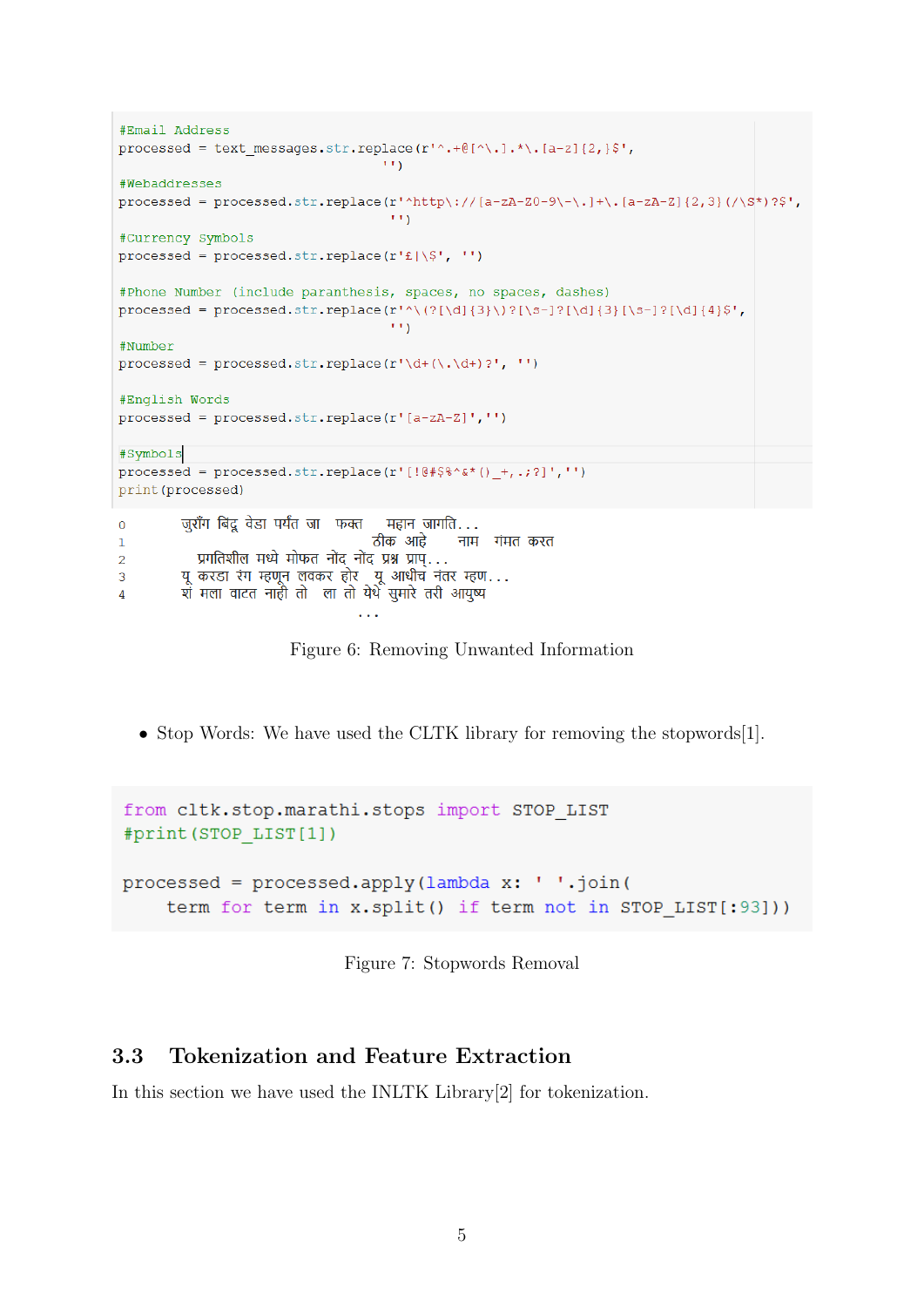```
#Email Address
processed = text_messages.str.replace(r'^.+@[^\.].*\.[a-z]{2,}$',
                                      '')
#Webaddresses
processed = processed.str.replace(r'^http\://[a-zA-Z0-9\-\.]+\.[a-zA-Z]{2,3}(/\S*)?$',
                                   '')
#Currency Symbols
processed = processed.str.replace(r'£|\$', '')

#Phone Number (include paranthesis, spaces, no spaces, dashes)
processed = processed.str.replace(r'^\(?[\d]{3}\)?[\s-]?[\d]{3}[\s-]?[\d]{4}$',
                                   '')
#Number
processed = processed.str.replace(r'\d+(\.\d+)?', '')

#English Words
processed = processed.str.replace(r'[a-zA-Z]','')

#Symbols
processed = processed.str.replace(r'[!@#$%^&*()_+,.;?]','')
print(processed)
```

```
0        जुरॉंग बिंदू वेडा पर्यंत जा  फक्त   महान जागति...
1                              ठीक आहे     नाम  गंमत करत
2          प्रगतिशील मध्ये मोफत नोंद नोंद प्रश्न प्राप्...
3        यू करडा रंग म्हणून लवकर होर  यू आधीच नंतर म्हण...
4        शं मला वाटत नाही तो  ला तो येथे सुमारे तरी आयुष्य
                              ...
```

Figure 6: Removing Unwanted Information

- Stop Words: We have used the CLTK library for removing the stopwords[1].

```
from cltk.stop.marathi.stops import STOP_LIST
#print(STOP_LIST[1])

processed = processed.apply(lambda x: ' '.join(
    term for term in x.split() if term not in STOP_LIST[:93]))
```

Figure 7: Stopwords Removal

## 3.3 Tokenization and Feature Extraction

In this section we have used the INLTK Library[2] for tokenization.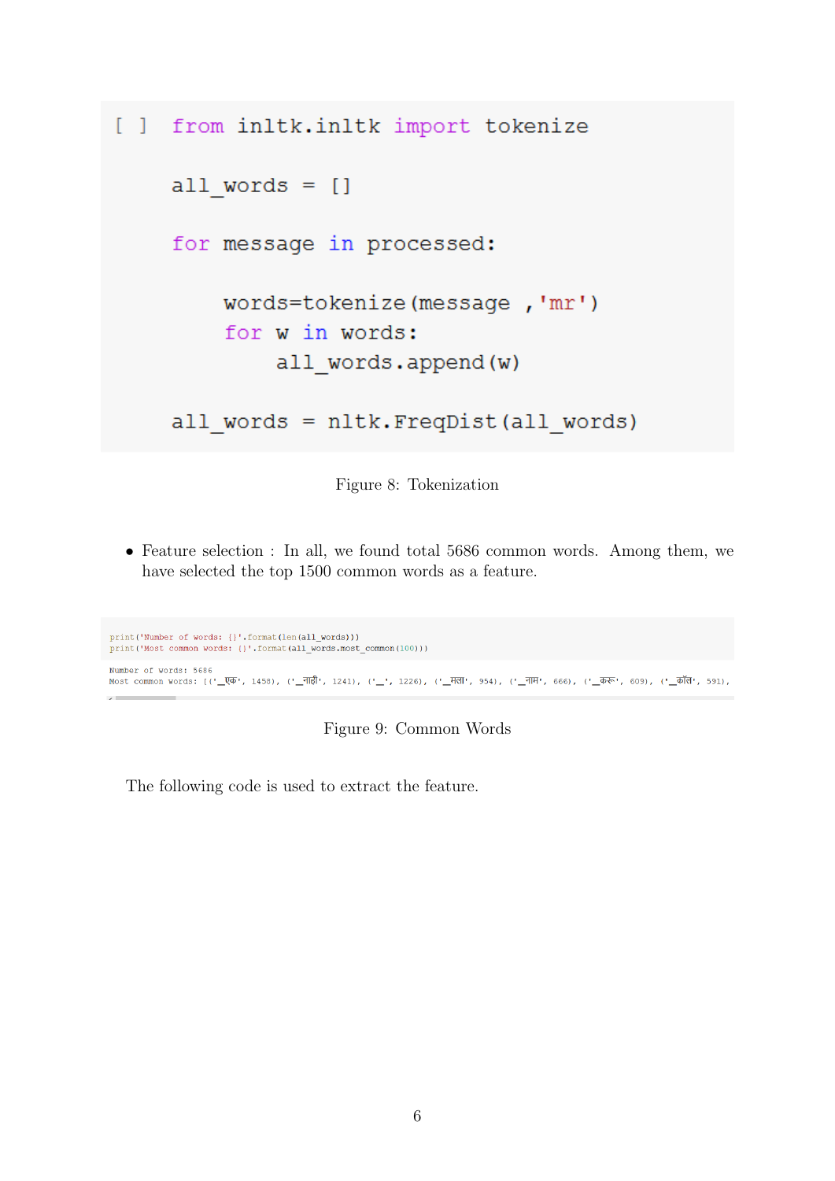```
[ ] from inltk.inltk import tokenize

    all_words = []

    for message in processed:

        words=tokenize(message ,'mr')
        for w in words:
            all_words.append(w)

    all_words = nltk.FreqDist(all_words)
```

Figure 8: Tokenization

- Feature selection : In all, we found total 5686 common words. Among them, we have selected the top 1500 common words as a feature.

```
print('Number of words: {}'.format(len(all_words)))
print('Most common words: {}'.format(all_words.most_common(100)))

Number of words: 5686
Most common words: [('_एक', 1458), ('_नाही', 1241), ('_', 1226), ('_मला', 954), ('_नाम', 666), ('_करू', 609), ('_कॉल', 591),
```

Figure 9: Common Words

The following code is used to extract the feature.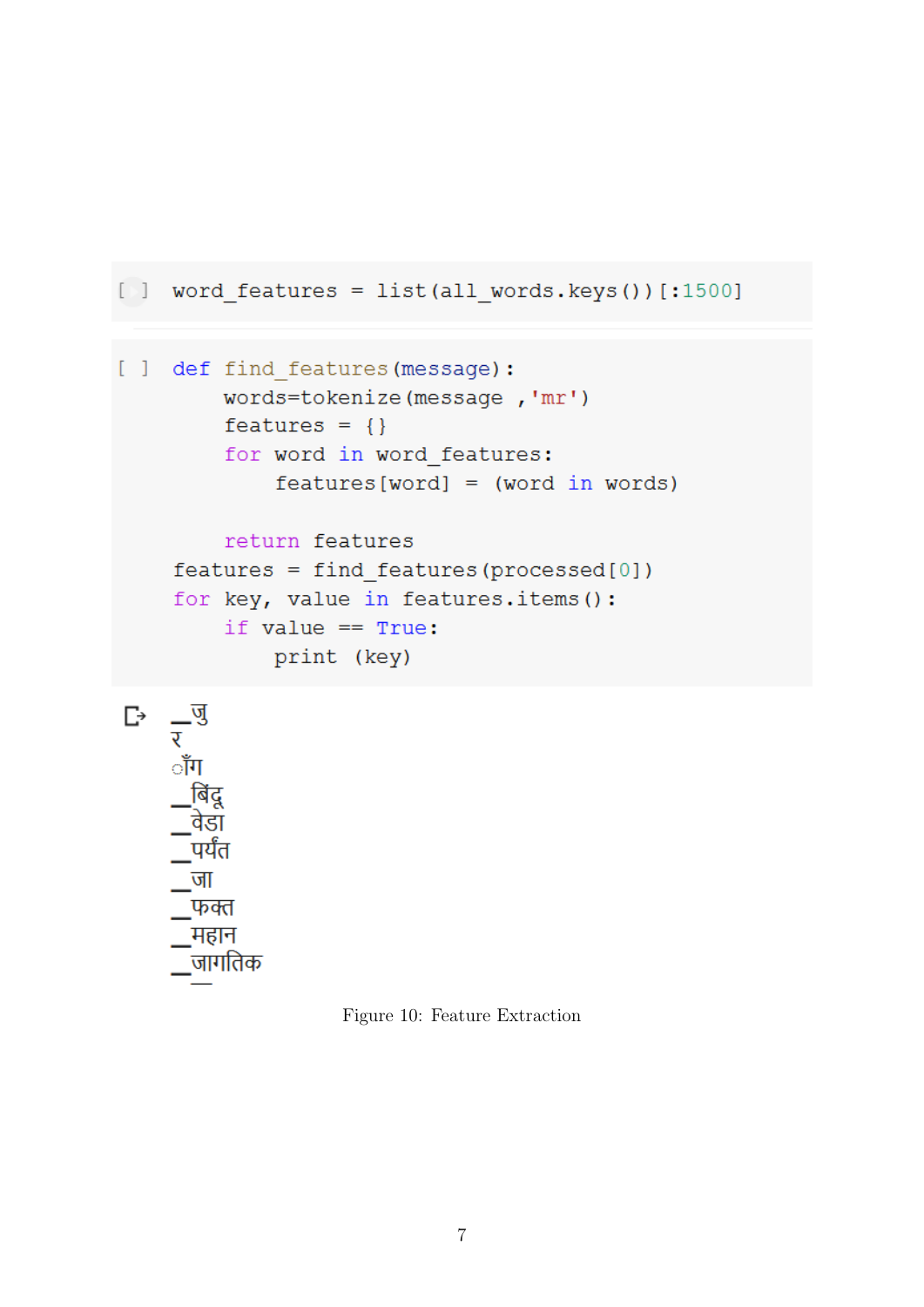```
word_features = list(all_words.keys())[:1500]
```

```
def find_features(message):
    words=tokenize(message ,'mr')
    features = {}
    for word in word_features:
        features[word] = (word in words)

    return features
features = find_features(processed[0])
for key, value in features.items():
    if value == True:
        print (key)
```

```
▁जु
र
ाँग
▁बिंदू
▁वेडा
▁पर्यंत
▁जा
▁फक्त
▁महान
▁जागतिक
▁
```

Figure 10: Feature Extraction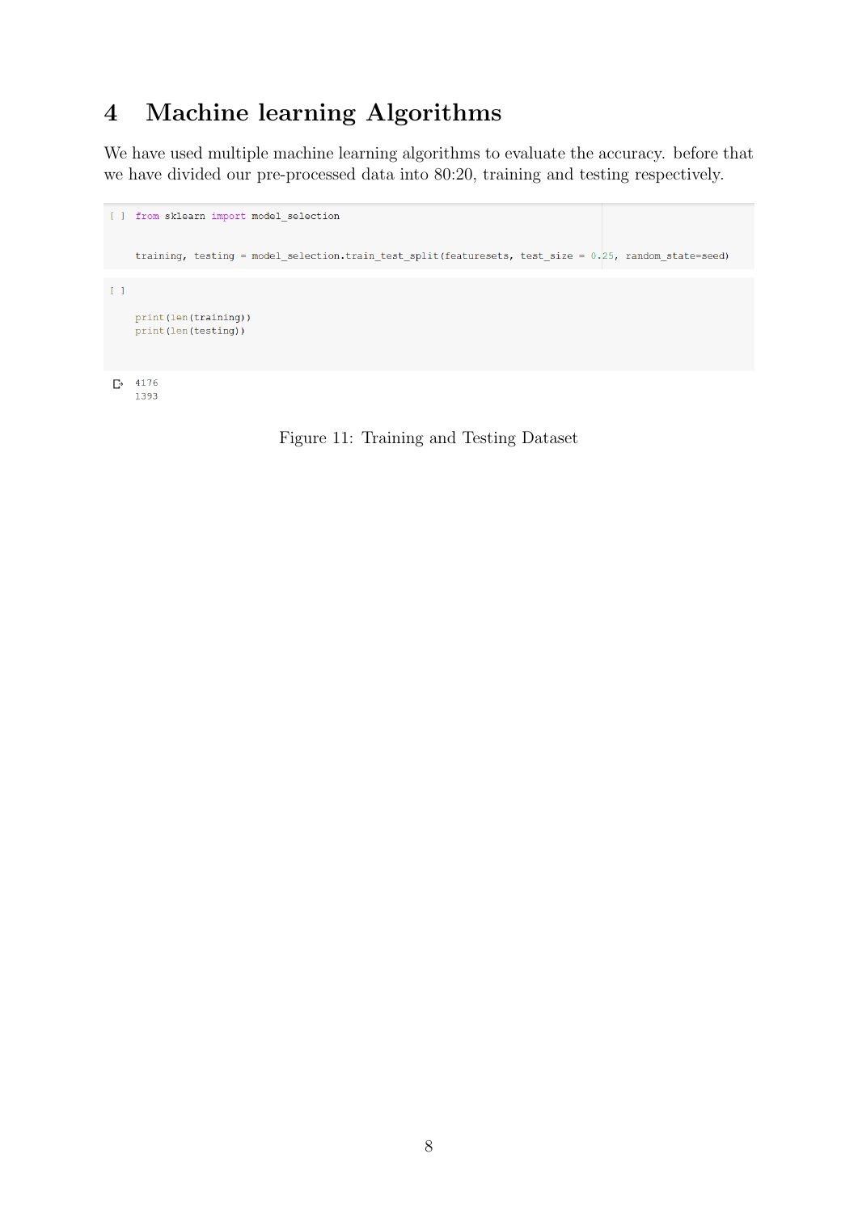# 4 Machine learning Algorithms

We have used multiple machine learning algorithms to evaluate the accuracy. before that we have divided our pre-processed data into 80:20, training and testing respectively.

```
[ ] from sklearn import model_selection


    training, testing = model_selection.train_test_split(featuresets, test_size = 0.25, random_state=seed)
```

```
[ ]

    print(len(training))
    print(len(testing))
```

```
4176
1393
```

Figure 11: Training and Testing Dataset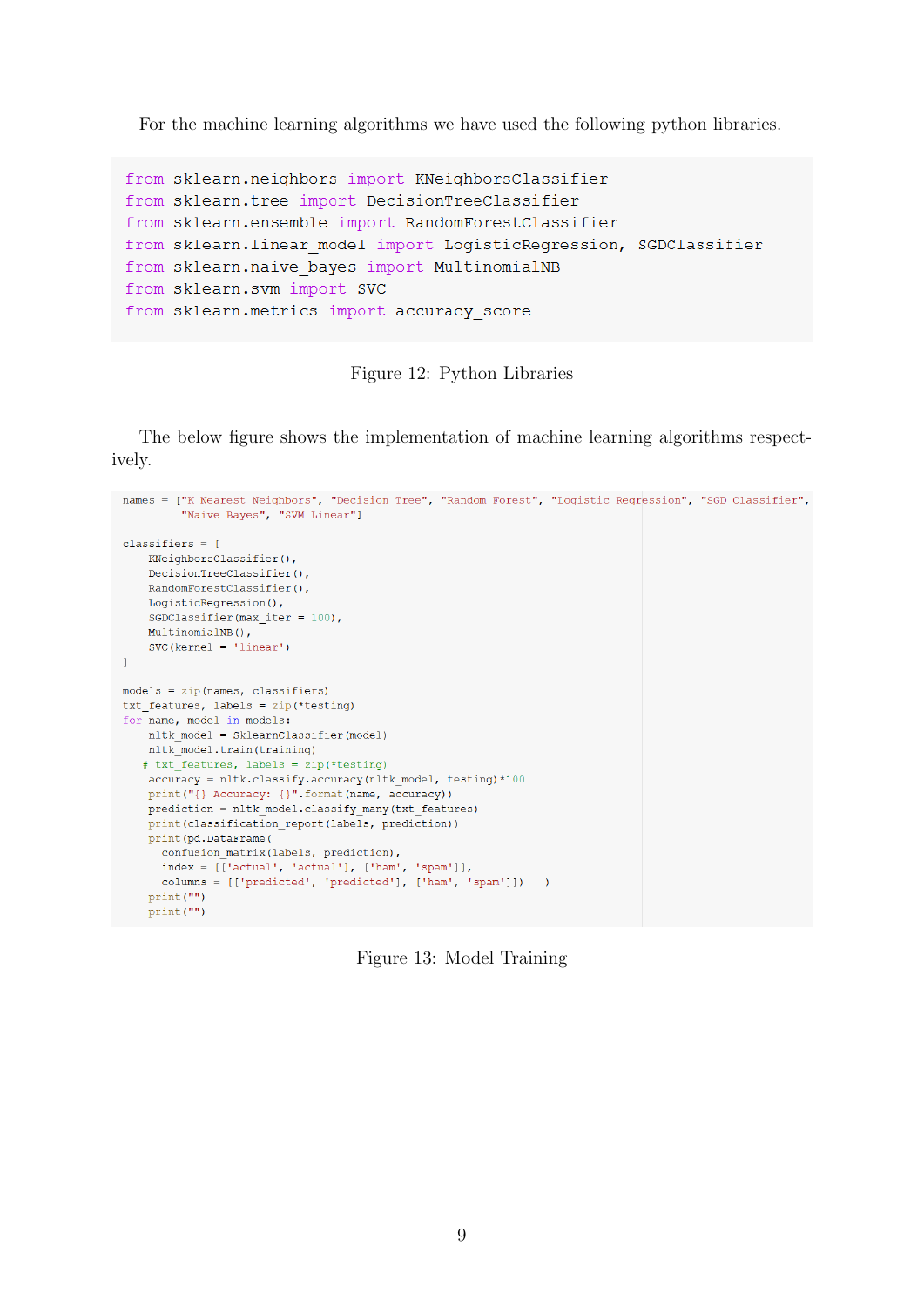For the machine learning algorithms we have used the following python libraries.

```
from sklearn.neighbors import KNeighborsClassifier
from sklearn.tree import DecisionTreeClassifier
from sklearn.ensemble import RandomForestClassifier
from sklearn.linear_model import LogisticRegression, SGDClassifier
from sklearn.naive_bayes import MultinomialNB
from sklearn.svm import SVC
from sklearn.metrics import accuracy_score
```

Figure 12: Python Libraries

The below figure shows the implementation of machine learning algorithms respectively.

```
names = ["K Nearest Neighbors", "Decision Tree", "Random Forest", "Logistic Regression", "SGD Classifier",
         "Naive Bayes", "SVM Linear"]

classifiers = [
    KNeighborsClassifier(),
    DecisionTreeClassifier(),
    RandomForestClassifier(),
    LogisticRegression(),
    SGDClassifier(max_iter = 100),
    MultinomialNB(),
    SVC(kernel = 'linear')
]

models = zip(names, classifiers)
txt_features, labels = zip(*testing)
for name, model in models:
    nltk_model = SklearnClassifier(model)
    nltk_model.train(training)
   # txt_features, labels = zip(*testing)
    accuracy = nltk.classify.accuracy(nltk_model, testing)*100
    print("{} Accuracy: {}".format(name, accuracy))
    prediction = nltk_model.classify_many(txt_features)
    print(classification_report(labels, prediction))
    print(pd.DataFrame(
      confusion_matrix(labels, prediction),
      index = [['actual', 'actual'], ['ham', 'spam']],
      columns = [['predicted', 'predicted'], ['ham', 'spam']])    )
    print("")
    print("")
```

Figure 13: Model Training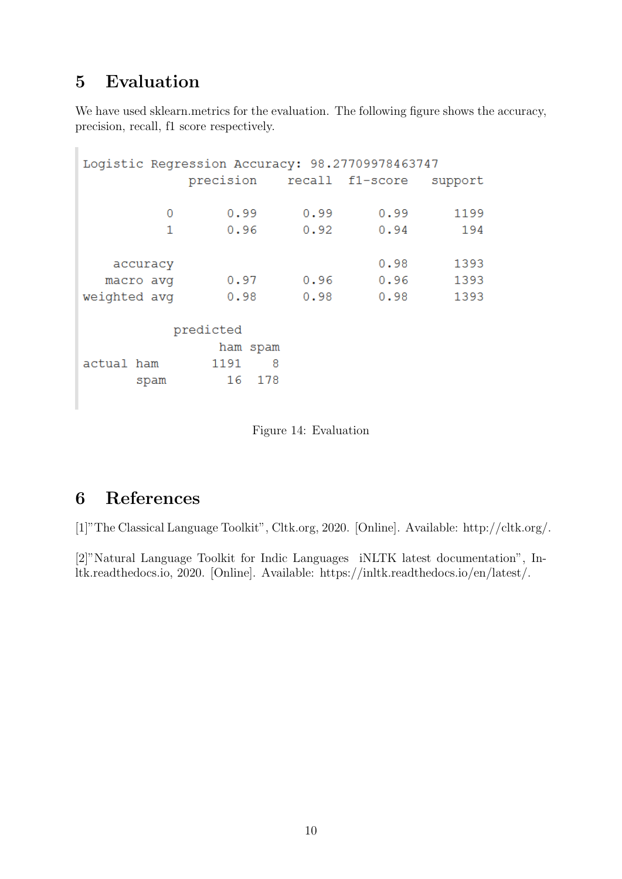# 5 Evaluation

We have used sklearn.metrics for the evaluation. The following figure shows the accuracy, precision, recall, f1 score respectively.

```
Logistic Regression Accuracy: 98.27709978463747
              precision    recall  f1-score   support

           0       0.99      0.99      0.99      1199
           1       0.96      0.92      0.94       194

    accuracy                           0.98      1393
   macro avg       0.97      0.96      0.96      1393
weighted avg       0.98      0.98      0.98      1393

            predicted
                  ham spam
actual ham       1191    8
       spam        16  178
```

Figure 14: Evaluation

# 6 References

[1]"The Classical Language Toolkit", Cltk.org, 2020. [Online]. Available: http://cltk.org/.

[2]"Natural Language Toolkit for Indic Languages iNLTK latest documentation", Inltk.readthedocs.io, 2020. [Online]. Available: https://inltk.readthedocs.io/en/latest/.